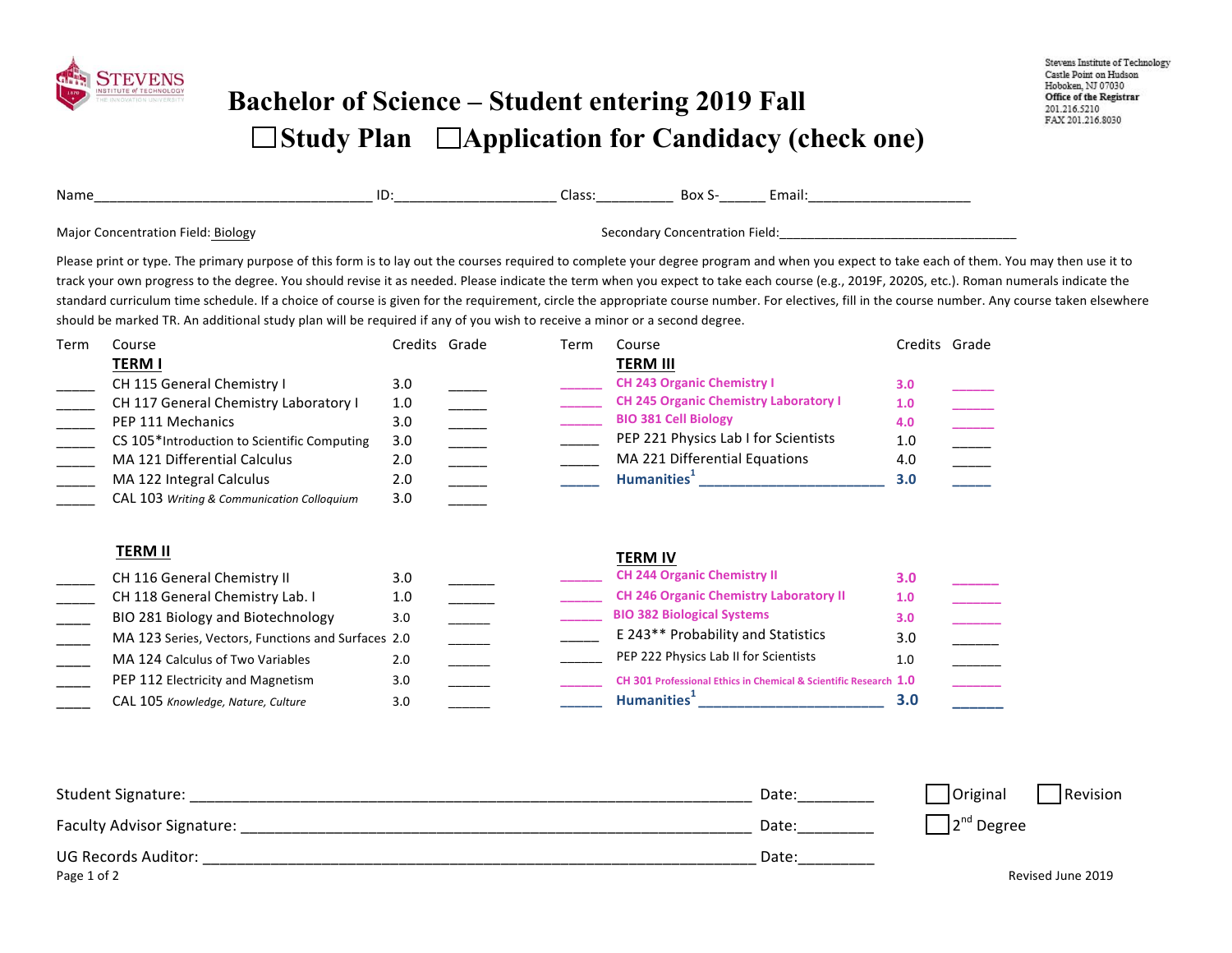Stevens Institute of Technology
Castle Point on Hudson
Hoboken, NJ 07030
Office of the Registrar
201.216.5210
FAX 201.216.8030

# Bachelor of Science – Student entering 2019 Fall

## ☐Study Plan ☐Application for Candidacy (check one)

Name____________________________________ ID:_____________________ Class:__________ Box S-______ Email:_____________________

Major Concentration Field: Biology Secondary Concentration Field:__________________________________

Please print or type. The primary purpose of this form is to lay out the courses required to complete your degree program and when you expect to take each of them. You may then use it to track your own progress to the degree. You should revise it as needed. Please indicate the term when you expect to take each course (e.g., 2019F, 2020S, etc.). Roman numerals indicate the standard curriculum time schedule. If a choice of course is given for the requirement, circle the appropriate course number. For electives, fill in the course number. Any course taken elsewhere should be marked TR. An additional study plan will be required if any of you wish to receive a minor or a second degree.

| Term | Course | Credits | Grade |
|---|---|---|---|
| | **TERM I** | | |
| _____ | CH 115 General Chemistry I | 3.0 | _____ |
| _____ | CH 117 General Chemistry Laboratory I | 1.0 | _____ |
| _____ | PEP 111 Mechanics | 3.0 | _____ |
| _____ | CS 105*Introduction to Scientific Computing | 3.0 | _____ |
| _____ | MA 121 Differential Calculus | 2.0 | _____ |
| _____ | MA 122 Integral Calculus | 2.0 | _____ |
| _____ | CAL 103 *Writing & Communication Colloquium* | 3.0 | _____ |
| | **TERM II** | | |
| _____ | CH 116 General Chemistry II | 3.0 | _____ |
| _____ | CH 118 General Chemistry Lab. I | 1.0 | _____ |
| _____ | BIO 281 Biology and Biotechnology | 3.0 | _____ |
| _____ | MA 123 Series, Vectors, Functions and Surfaces | 2.0 | _____ |
| _____ | MA 124 Calculus of Two Variables | 2.0 | _____ |
| _____ | PEP 112 Electricity and Magnetism | 3.0 | _____ |
| _____ | CAL 105 *Knowledge, Nature, Culture* | 3.0 | _____ |

| Term | Course | Credits | Grade |
|---|---|---|---|
| | **TERM III** | | |
| _____ | CH 243 Organic Chemistry I | 3.0 | _____ |
| _____ | CH 245 Organic Chemistry Laboratory I | 1.0 | _____ |
| _____ | BIO 381 Cell Biology | 4.0 | _____ |
| _____ | PEP 221 Physics Lab I for Scientists | 1.0 | _____ |
| _____ | MA 221 Differential Equations | 4.0 | _____ |
| _____ | Humanities[1] ______________________ | 3.0 | _____ |
| | **TERM IV** | | |
| _____ | CH 244 Organic Chemistry II | 3.0 | _____ |
| _____ | CH 246 Organic Chemistry Laboratory II | 1.0 | _____ |
| _____ | BIO 382 Biological Systems | 3.0 | _____ |
| _____ | E 243** Probability and Statistics | 3.0 | _____ |
| _____ | PEP 222 Physics Lab II for Scientists | 1.0 | _____ |
| _____ | CH 301 Professional Ethics in Chemical & Scientific Research | 1.0 | _____ |
| _____ | Humanities[1] ______________________ | 3.0 | _____ |

Student Signature: ____________________________________________ Date:_________ ☐Original ☐Revision

Faculty Advisor Signature: ______________________________________ Date:_________ ☐2nd Degree

UG Records Auditor: __________________________________________ Date:_________

Revised June 2019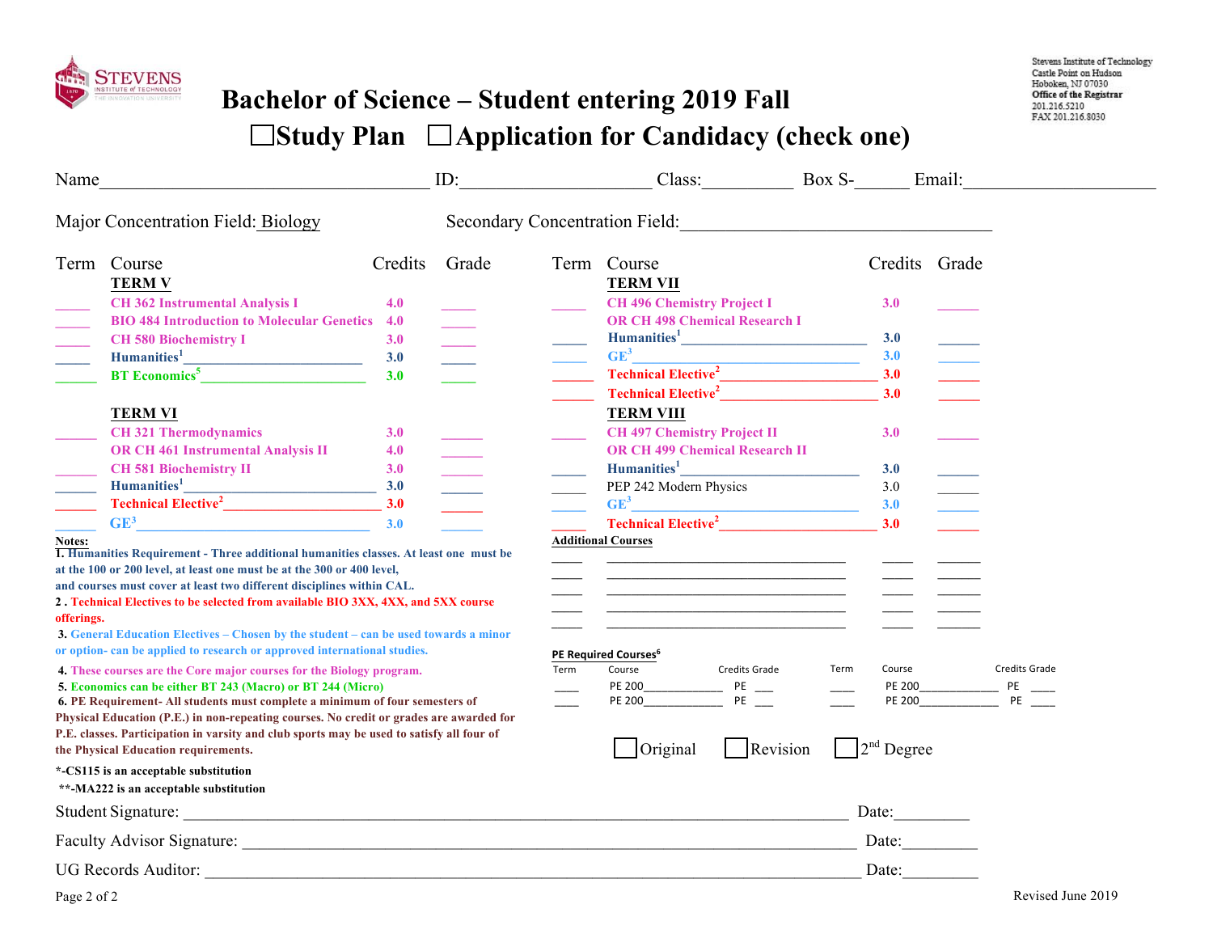# Bachelor of Science – Student entering 2019 Fall

☐Study Plan ☐Application for Candidacy (check one)

Stevens Institute of Technology
Castle Point on Hudson
Hoboken, NJ 07030
Office of the Registrar
201.216.5210
FAX 201.216.8030

Name____________________________________ ID:_____________________ Class:__________ Box S-______ Email:_____________________

Major Concentration Field: Biology Secondary Concentration Field:___________________________________

| Term | Course | Credits | Grade |
|---|---|---|---|
| | **TERM V** | | |
| _____ | CH 362 Instrumental Analysis I | 4.0 | _____ |
| _____ | BIO 484 Introduction to Molecular Genetics | 4.0 | _____ |
| _____ | CH 580 Biochemistry I | 3.0 | _____ |
| _____ | Humanities[1]_______________________ | 3.0 | _____ |
| _____ | BT Economics[5]_____________________ | 3.0 | _____ |
| | **TERM VI** | | |
| _____ | CH 321 Thermodynamics | 3.0 | _____ |
| | OR CH 461 Instrumental Analysis II | 4.0 | _____ |
| _____ | CH 581 Biochemistry II | 3.0 | _____ |
| _____ | Humanities[1]_______________________ | 3.0 | _____ |
| _____ | Technical Elective[2]__________________ | 3.0 | _____ |
| _____ | GE[3]______________________________ | 3.0 | _____ |

| Term | Course | Credits | Grade |
|---|---|---|---|
| | **TERM VII** | | |
| _____ | CH 496 Chemistry Project I | 3.0 | _____ |
| | OR CH 498 Chemical Research I | | |
| _____ | Humanities[1]_______________________ | 3.0 | _____ |
| _____ | GE[3]______________________________ | 3.0 | _____ |
| _____ | Technical Elective[2]__________________ | 3.0 | _____ |
| _____ | Technical Elective[2]__________________ | 3.0 | _____ |
| | **TERM VIII** | | |
| _____ | CH 497 Chemistry Project II | 3.0 | _____ |
| | OR CH 499 Chemical Research II | | |
| _____ | Humanities[1]_______________________ | 3.0 | _____ |
| _____ | PEP 242 Modern Physics | 3.0 | _____ |
| _____ | GE[3]______________________________ | 3.0 | _____ |
| _____ | Technical Elective[2]__________________ | 3.0 | _____ |

**Additional Courses**

| Term | Course | Credits | Grade |
|---|---|---|---|
| _____ | ______________________________ | _____ | _____ |
| _____ | ______________________________ | _____ | _____ |
| _____ | ______________________________ | _____ | _____ |
| _____ | ______________________________ | _____ | _____ |
| _____ | ______________________________ | _____ | _____ |

**PE Required Courses[6]**

| Term | Course | Credits | Grade | Term | Course | Credits | Grade |
|---|---|---|---|---|---|---|---|
| ____ | PE 200____________ | PE | ___ | ____ | PE 200____________ | PE | ___ |
| ____ | PE 200____________ | PE | ___ | ____ | PE 200____________ | PE | ___ |

☐Original ☐Revision ☐2nd Degree

**Notes:**

1. Humanities Requirement - Three additional humanities classes. At least one must be at the 100 or 200 level, at least one must be at the 300 or 400 level, and courses must cover at least two different disciplines within CAL.
2. Technical Electives to be selected from available BIO 3XX, 4XX, and 5XX course offerings.
3. General Education Electives – Chosen by the student – can be used towards a minor or option- can be applied to research or approved international studies.
4. These courses are the Core major courses for the Biology program.
5. Economics can be either BT 243 (Macro) or BT 244 (Micro)
6. PE Requirement- All students must complete a minimum of four semesters of Physical Education (P.E.) in non-repeating courses. No credit or grades are awarded for P.E. classes. Participation in varsity and club sports may be used to satisfy all four of the Physical Education requirements.

*-CS115 is an acceptable substitution

**-MA222 is an acceptable substitution

Student Signature: ______________________________________________ Date:_________

Faculty Advisor Signature: _________________________________________ Date:_________

UG Records Auditor: _____________________________________________ Date:_________

Revised June 2019